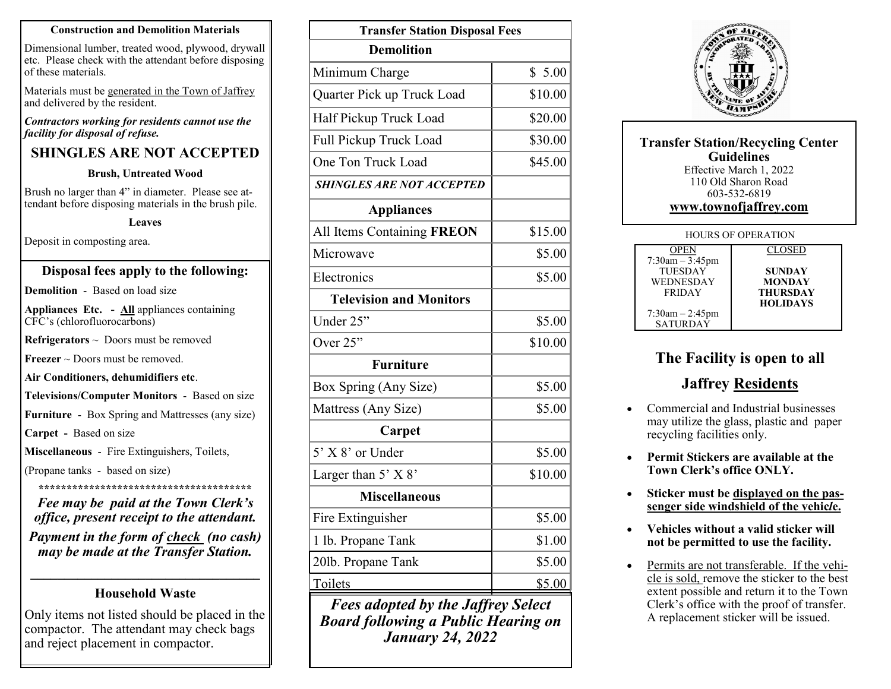### Construction and Demolition Materials

Dimensional lumber, treated wood, plywood, drywall etc. Please check with the attendant before disposing of these materials.

Materials must be generated in the Town of Jaffrey and delivered by the resident.

***Contractors working for residents cannot use the facility for disposal of refuse.***

## SHINGLES ARE NOT ACCEPTED

**Brush, Untreated Wood**

Brush no larger than 4" in diameter. Please see attendant before disposing materials in the brush pile.

**Leaves**

Deposit in composting area.

### Disposal fees apply to the following:

**Demolition** - Based on load size

**Appliances Etc. - All** appliances containing CFC's (chlorofluorocarbons)

**Refrigerators** ~ Doors must be removed

**Freezer** ~ Doors must be removed.

**Air Conditioners, dehumidifiers etc**.

**Televisions/Computer Monitors** - Based on size

**Furniture** - Box Spring and Mattresses (any size)

**Carpet -** Based on size

**Miscellaneous** - Fire Extinguishers, Toilets,

(Propane tanks - based on size)

****************************************

***Fee may be paid at the Town Clerk's office, present receipt to the attendant.***

***Payment in the form of check (no cash) may be made at the Transfer Station.***

### Household Waste

Only items not listed should be placed in the compactor. The attendant may check bags and reject placement in compactor.

| Transfer Station Disposal Fees | |
|---|---|
| **Demolition** | |
| Minimum Charge | $ 5.00 |
| Quarter Pick up Truck Load | $10.00 |
| Half Pickup Truck Load | $20.00 |
| Full Pickup Truck Load | $30.00 |
| One Ton Truck Load | $45.00 |
| ***SHINGLES ARE NOT ACCEPTED*** | |
| **Appliances** | |
| All Items Containing **FREON** | $15.00 |
| Microwave | $5.00 |
| Electronics | $5.00 |
| **Television and Monitors** | |
| Under 25" | $5.00 |
| Over 25" | $10.00 |
| **Furniture** | |
| Box Spring (Any Size) | $5.00 |
| Mattress (Any Size) | $5.00 |
| **Carpet** | |
| 5' X 8' or Under | $5.00 |
| Larger than 5' X 8' | $10.00 |
| **Miscellaneous** | |
| Fire Extinguisher | $5.00 |
| 1 lb. Propane Tank | $1.00 |
| 20lb. Propane Tank | $5.00 |
| Toilets | $5.00 |

***Fees adopted by the Jaffrey Select Board following a Public Hearing on January 24, 2022***

## Transfer Station/Recycling Center Guidelines

Effective March 1, 2022
110 Old Sharon Road
603-532-6819
**www.townofjaffrey.com**

HOURS OF OPERATION

| OPEN | CLOSED |
|---|---|
| 7:30am – 3:45pm<br>TUESDAY<br>WEDNESDAY<br>FRIDAY<br><br>7:30am – 2:45pm<br>SATURDAY | **SUNDAY**<br>**MONDAY**<br>**THURSDAY**<br>**HOLIDAYS** |

## The Facility is open to all Jaffrey Residents

- Commercial and Industrial businesses may utilize the glass, plastic and paper recycling facilities only.
- **Permit Stickers are available at the Town Clerk's office ONLY.**
- **Sticker must be displayed on the passenger side windshield of the vehicle.**
- **Vehicles without a valid sticker will not be permitted to use the facility.**
- Permits are not transferable. If the vehicle is sold, remove the sticker to the best extent possible and return it to the Town Clerk's office with the proof of transfer. A replacement sticker will be issued.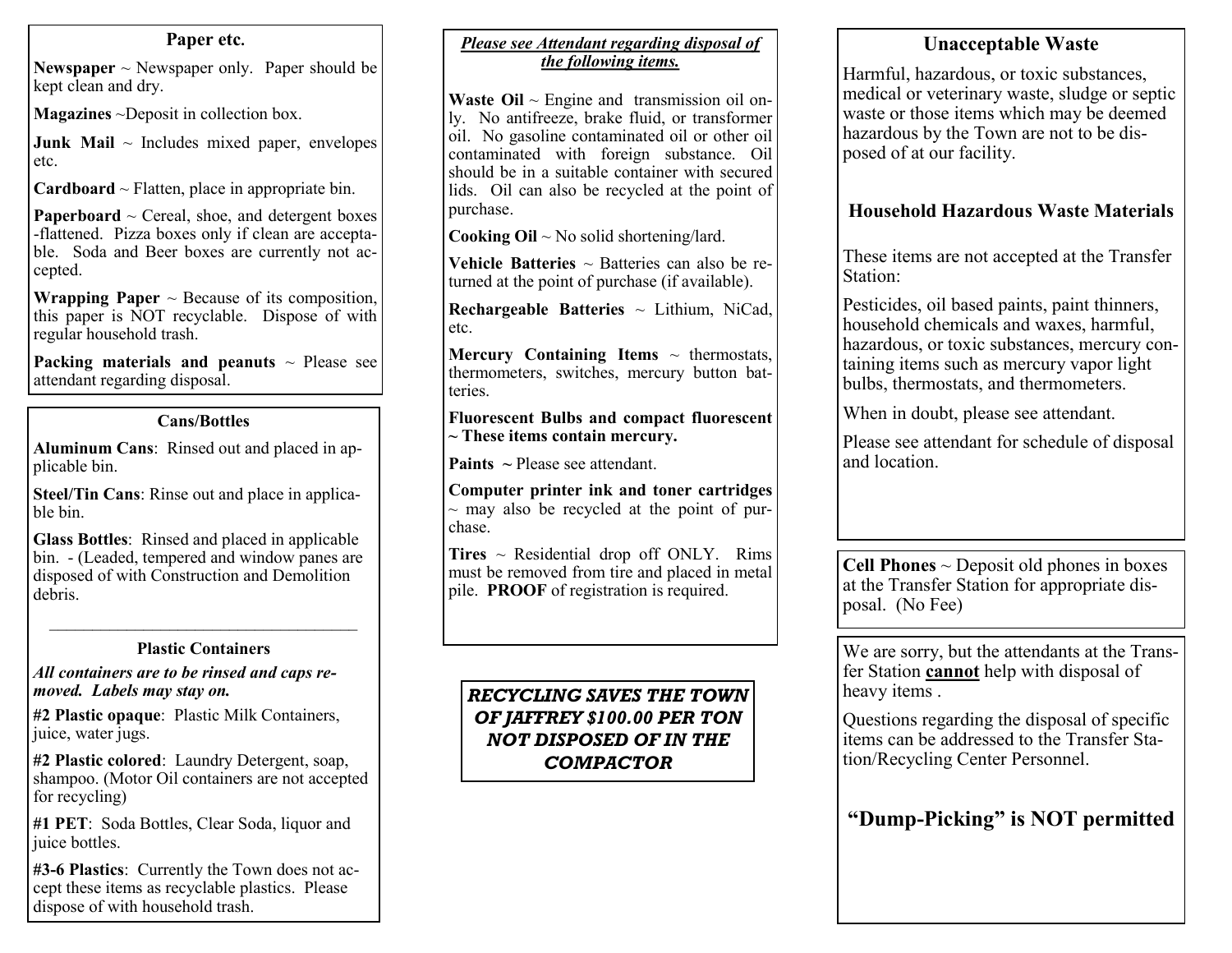## Paper etc.

**Newspaper** ~ Newspaper only. Paper should be kept clean and dry.

**Magazines** ~Deposit in collection box.

**Junk Mail** ~ Includes mixed paper, envelopes etc.

**Cardboard** ~ Flatten, place in appropriate bin.

**Paperboard** ~ Cereal, shoe, and detergent boxes -flattened. Pizza boxes only if clean are acceptable. Soda and Beer boxes are currently not accepted.

**Wrapping Paper** ~ Because of its composition, this paper is NOT recyclable. Dispose of with regular household trash.

**Packing materials and peanuts** ~ Please see attendant regarding disposal.

## Cans/Bottles

**Aluminum Cans**: Rinsed out and placed in applicable bin.

**Steel/Tin Cans**: Rinse out and place in applicable bin.

**Glass Bottles**: Rinsed and placed in applicable bin. - (Leaded, tempered and window panes are disposed of with Construction and Demolition debris.

## Plastic Containers

***All containers are to be rinsed and caps removed. Labels may stay on.***

**#2 Plastic opaque**: Plastic Milk Containers, juice, water jugs.

**#2 Plastic colored**: Laundry Detergent, soap, shampoo. (Motor Oil containers are not accepted for recycling)

**#1 PET**: Soda Bottles, Clear Soda, liquor and juice bottles.

**#3-6 Plastics**: Currently the Town does not accept these items as recyclable plastics. Please dispose of with household trash.

***<u>Please see Attendant regarding disposal of the following items.</u>***

**Waste Oil** ~ Engine and transmission oil only. No antifreeze, brake fluid, or transformer oil. No gasoline contaminated oil or other oil contaminated with foreign substance. Oil should be in a suitable container with secured lids. Oil can also be recycled at the point of purchase.

**Cooking Oil** ~ No solid shortening/lard.

**Vehicle Batteries** ~ Batteries can also be returned at the point of purchase (if available).

**Rechargeable Batteries** ~ Lithium, NiCad, etc.

**Mercury Containing Items** ~ thermostats, thermometers, switches, mercury button batteries.

**Fluorescent Bulbs and compact fluorescent ~ These items contain mercury.**

**Paints ~** Please see attendant.

**Computer printer ink and toner cartridges** ~ may also be recycled at the point of purchase.

**Tires** ~ Residential drop off ONLY. Rims must be removed from tire and placed in metal pile. **PROOF** of registration is required.

***RECYCLING SAVES THE TOWN OF JAFFREY $100.00 PER TON NOT DISPOSED OF IN THE COMPACTOR***

## Unacceptable Waste

Harmful, hazardous, or toxic substances, medical or veterinary waste, sludge or septic waste or those items which may be deemed hazardous by the Town are not to be disposed of at our facility.

## Household Hazardous Waste Materials

These items are not accepted at the Transfer Station:

Pesticides, oil based paints, paint thinners, household chemicals and waxes, harmful, hazardous, or toxic substances, mercury containing items such as mercury vapor light bulbs, thermostats, and thermometers.

When in doubt, please see attendant.

Please see attendant for schedule of disposal and location.

**Cell Phones** ~ Deposit old phones in boxes at the Transfer Station for appropriate disposal. (No Fee)

We are sorry, but the attendants at the Transfer Station **<u>cannot</u>** help with disposal of heavy items .

Questions regarding the disposal of specific items can be addressed to the Transfer Station/Recycling Center Personnel.

## "Dump-Picking" is NOT permitted